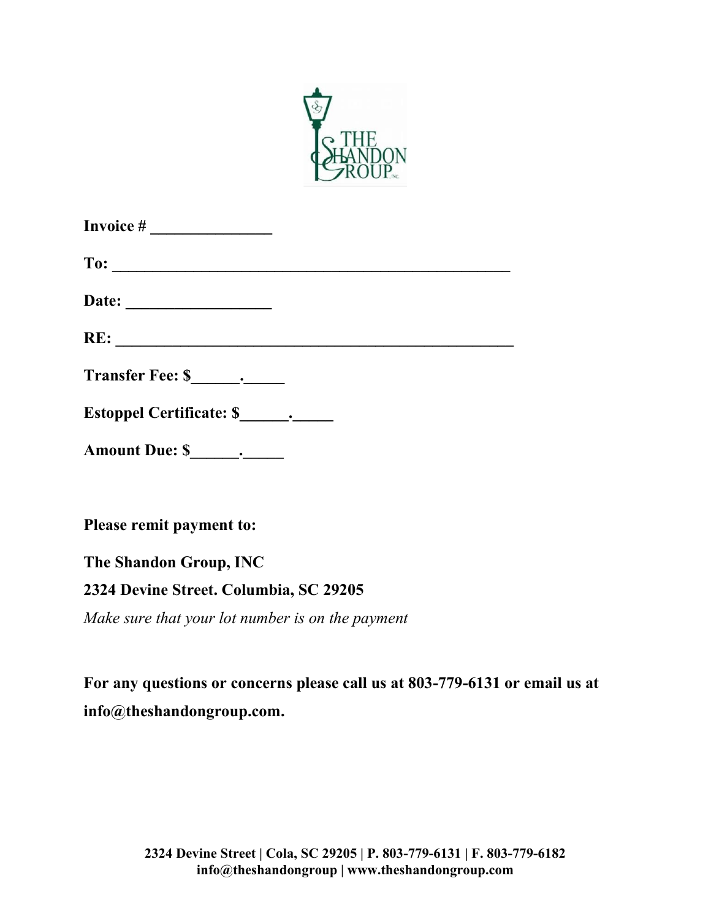THE SHANDON GROUP, INC

**Invoice # _______________**

**To: __________________________________________________**

**Date: __________________**

**RE: __________________________________________________**

**Transfer Fee: $______.______**

**Estoppel Certificate: $______.______**

**Amount Due: $______.______**

**Please remit payment to:**

**The Shandon Group, INC**
**2324 Devine Street. Columbia, SC 29205**
*Make sure that your lot number is on the payment*

**For any questions or concerns please call us at 803-779-6131 or email us at info@theshandongroup.com.**

**2324 Devine Street | Cola, SC 29205 | P. 803-779-6131 | F. 803-779-6182**
**info@theshandongroup | www.theshandongroup.com**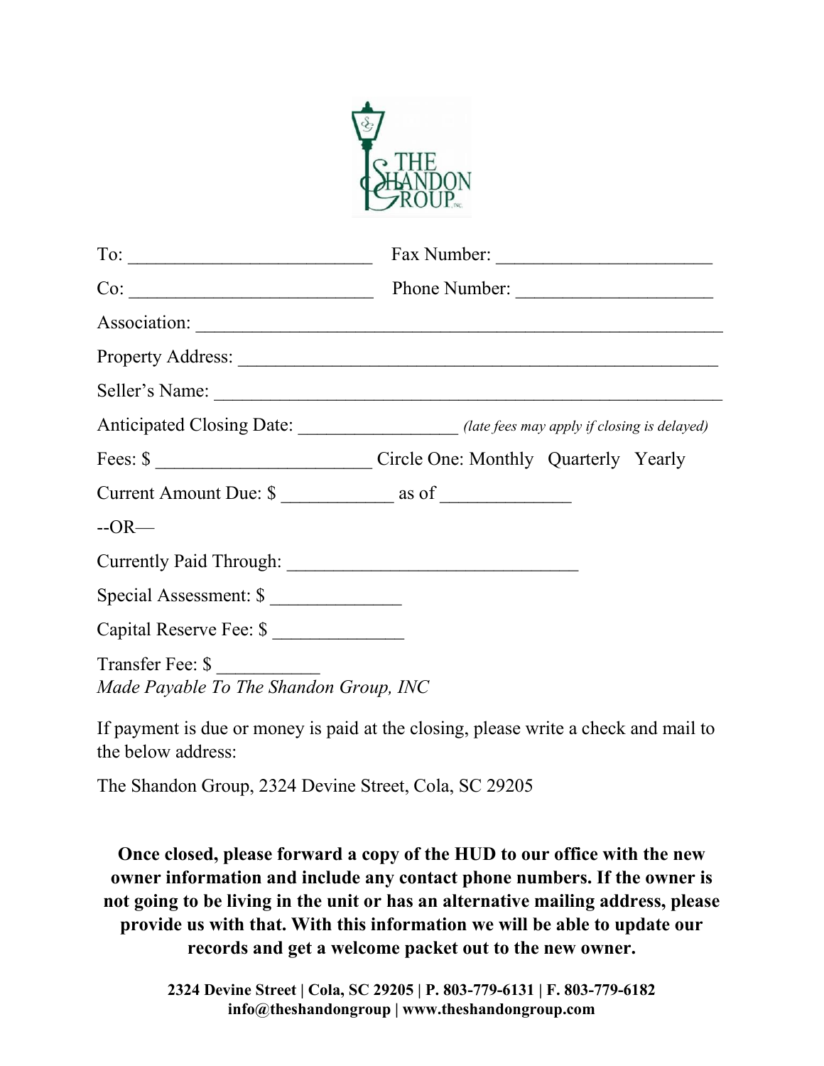THE SHANDON GROUP, INC

To: \_\_\_\_\_\_\_\_\_\_\_\_\_\_\_\_\_\_\_\_\_\_\_\_\_\_ Fax Number: \_\_\_\_\_\_\_\_\_\_\_\_\_\_\_\_\_\_\_\_\_\_\_

Co: \_\_\_\_\_\_\_\_\_\_\_\_\_\_\_\_\_\_\_\_\_\_\_\_\_\_ Phone Number: \_\_\_\_\_\_\_\_\_\_\_\_\_\_\_\_\_\_\_\_\_

Association: \_\_\_\_\_\_\_\_\_\_\_\_\_\_\_\_\_\_\_\_\_\_\_\_\_\_\_\_\_\_\_\_\_\_\_\_\_\_\_\_\_\_\_\_\_\_\_\_\_\_\_\_\_\_\_

Property Address: \_\_\_\_\_\_\_\_\_\_\_\_\_\_\_\_\_\_\_\_\_\_\_\_\_\_\_\_\_\_\_\_\_\_\_\_\_\_\_\_\_\_\_\_\_\_\_\_\_\_

Seller's Name: \_\_\_\_\_\_\_\_\_\_\_\_\_\_\_\_\_\_\_\_\_\_\_\_\_\_\_\_\_\_\_\_\_\_\_\_\_\_\_\_\_\_\_\_\_\_\_\_\_\_\_\_\_\_

Anticipated Closing Date: \_\_\_\_\_\_\_\_\_\_\_\_\_\_\_\_\_ *(late fees may apply if closing is delayed)*

Fees: $ \_\_\_\_\_\_\_\_\_\_\_\_\_\_\_\_\_\_\_\_\_\_\_ Circle One: Monthly Quarterly Yearly

Current Amount Due: $ \_\_\_\_\_\_\_\_\_\_\_\_ as of \_\_\_\_\_\_\_\_\_\_\_\_\_\_

--OR—

Currently Paid Through: \_\_\_\_\_\_\_\_\_\_\_\_\_\_\_\_\_\_\_\_\_\_\_\_\_\_\_\_\_\_\_

Special Assessment: $ \_\_\_\_\_\_\_\_\_\_\_\_\_\_

Capital Reserve Fee: $ \_\_\_\_\_\_\_\_\_\_\_\_\_\_

Transfer Fee: $ \_\_\_\_\_\_\_\_\_\_\_
*Made Payable To The Shandon Group, INC*

If payment is due or money is paid at the closing, please write a check and mail to the below address:

The Shandon Group, 2324 Devine Street, Cola, SC 29205

**Once closed, please forward a copy of the HUD to our office with the new owner information and include any contact phone numbers. If the owner is not going to be living in the unit or has an alternative mailing address, please provide us with that. With this information we will be able to update our records and get a welcome packet out to the new owner.**

**2324 Devine Street | Cola, SC 29205 | P. 803-779-6131 | F. 803-779-6182**
**info@theshandongroup | www.theshandongroup.com**